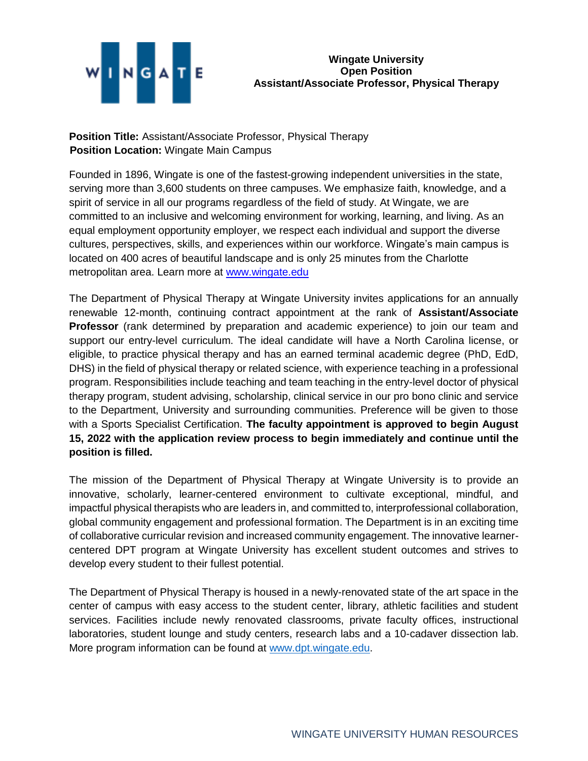**Wingate University**
**Open Position**
**Assistant/Associate Professor, Physical Therapy**

**Position Title:** Assistant/Associate Professor, Physical Therapy
**Position Location:** Wingate Main Campus

Founded in 1896, Wingate is one of the fastest-growing independent universities in the state, serving more than 3,600 students on three campuses. We emphasize faith, knowledge, and a spirit of service in all our programs regardless of the field of study. At Wingate, we are committed to an inclusive and welcoming environment for working, learning, and living. As an equal employment opportunity employer, we respect each individual and support the diverse cultures, perspectives, skills, and experiences within our workforce. Wingate's main campus is located on 400 acres of beautiful landscape and is only 25 minutes from the Charlotte metropolitan area. Learn more at www.wingate.edu

The Department of Physical Therapy at Wingate University invites applications for an annually renewable 12-month, continuing contract appointment at the rank of **Assistant/Associate Professor** (rank determined by preparation and academic experience) to join our team and support our entry-level curriculum. The ideal candidate will have a North Carolina license, or eligible, to practice physical therapy and has an earned terminal academic degree (PhD, EdD, DHS) in the field of physical therapy or related science, with experience teaching in a professional program. Responsibilities include teaching and team teaching in the entry-level doctor of physical therapy program, student advising, scholarship, clinical service in our pro bono clinic and service to the Department, University and surrounding communities. Preference will be given to those with a Sports Specialist Certification. **The faculty appointment is approved to begin August 15, 2022 with the application review process to begin immediately and continue until the position is filled.**

The mission of the Department of Physical Therapy at Wingate University is to provide an innovative, scholarly, learner-centered environment to cultivate exceptional, mindful, and impactful physical therapists who are leaders in, and committed to, interprofessional collaboration, global community engagement and professional formation. The Department is in an exciting time of collaborative curricular revision and increased community engagement. The innovative learner-centered DPT program at Wingate University has excellent student outcomes and strives to develop every student to their fullest potential.

The Department of Physical Therapy is housed in a newly-renovated state of the art space in the center of campus with easy access to the student center, library, athletic facilities and student services. Facilities include newly renovated classrooms, private faculty offices, instructional laboratories, student lounge and study centers, research labs and a 10-cadaver dissection lab. More program information can be found at www.dpt.wingate.edu.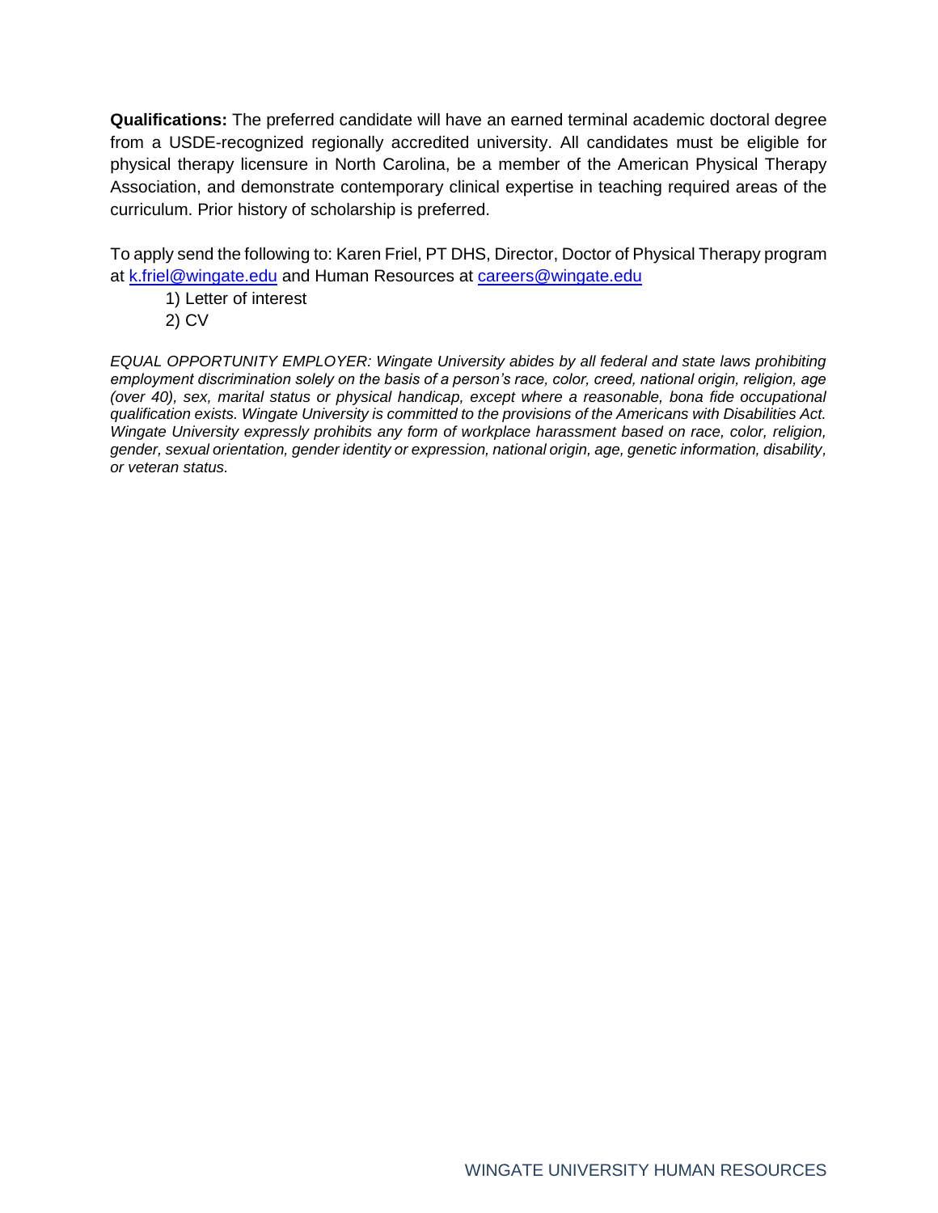**Qualifications:** The preferred candidate will have an earned terminal academic doctoral degree from a USDE-recognized regionally accredited university. All candidates must be eligible for physical therapy licensure in North Carolina, be a member of the American Physical Therapy Association, and demonstrate contemporary clinical expertise in teaching required areas of the curriculum. Prior history of scholarship is preferred.

To apply send the following to: Karen Friel, PT DHS, Director, Doctor of Physical Therapy program at k.friel@wingate.edu and Human Resources at careers@wingate.edu

1) Letter of interest
2) CV

*EQUAL OPPORTUNITY EMPLOYER: Wingate University abides by all federal and state laws prohibiting employment discrimination solely on the basis of a person's race, color, creed, national origin, religion, age (over 40), sex, marital status or physical handicap, except where a reasonable, bona fide occupational qualification exists. Wingate University is committed to the provisions of the Americans with Disabilities Act. Wingate University expressly prohibits any form of workplace harassment based on race, color, religion, gender, sexual orientation, gender identity or expression, national origin, age, genetic information, disability, or veteran status.*